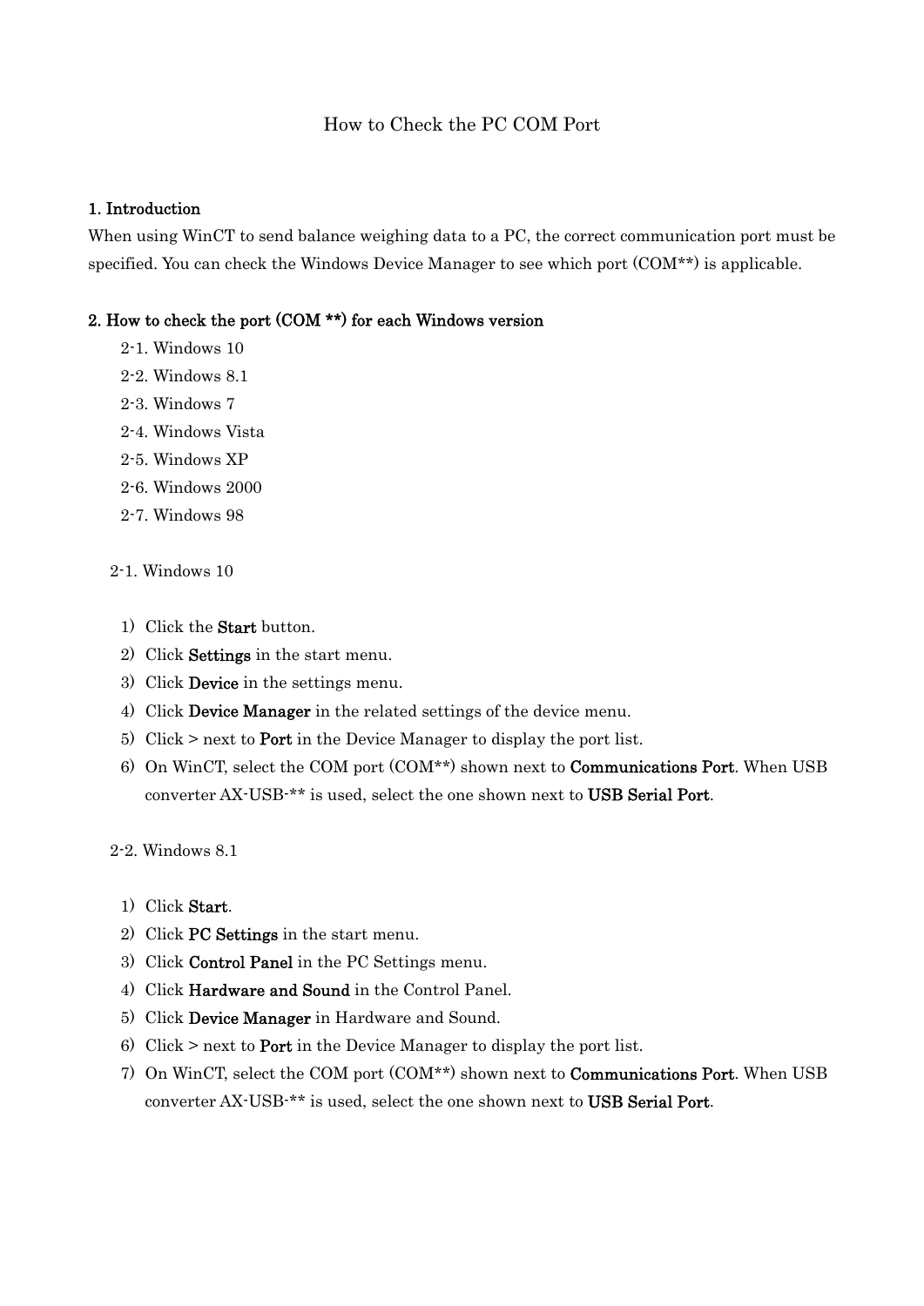# How to Check the PC COM Port

## 1. Introduction

When using WinCT to send balance weighing data to a PC, the correct communication port must be specified. You can check the Windows Device Manager to see which port (COM**) is applicable.

## 2. How to check the port (COM **) for each Windows version

- 2-1. Windows 10
- 2-2. Windows 8.1
- 2-3. Windows 7
- 2-4. Windows Vista
- 2-5. Windows XP
- 2-6. Windows 2000
- 2-7. Windows 98

### 2-1. Windows 10

1) Click the **Start** button.
2) Click **Settings** in the start menu.
3) Click **Device** in the settings menu.
4) Click **Device Manager** in the related settings of the device menu.
5) Click > next to **Port** in the Device Manager to display the port list.
6) On WinCT, select the COM port (COM**) shown next to **Communications Port**. When USB converter AX-USB-** is used, select the one shown next to **USB Serial Port**.

### 2-2. Windows 8.1

1) Click **Start**.
2) Click **PC Settings** in the start menu.
3) Click **Control Panel** in the PC Settings menu.
4) Click **Hardware and Sound** in the Control Panel.
5) Click **Device Manager** in Hardware and Sound.
6) Click > next to **Port** in the Device Manager to display the port list.
7) On WinCT, select the COM port (COM**) shown next to **Communications Port**. When USB converter AX-USB-** is used, select the one shown next to **USB Serial Port**.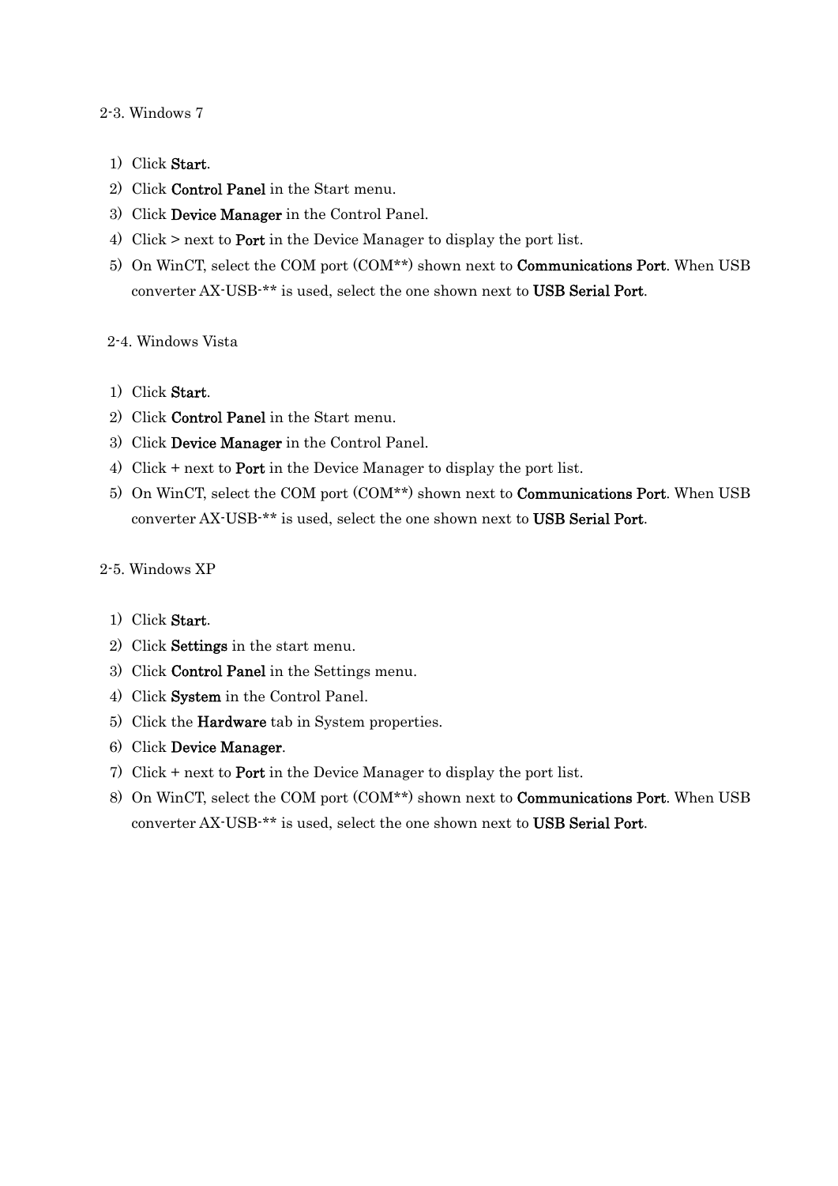2-3. Windows 7

1) Click **Start**.
2) Click **Control Panel** in the Start menu.
3) Click **Device Manager** in the Control Panel.
4) Click > next to **Port** in the Device Manager to display the port list.
5) On WinCT, select the COM port (COM**) shown next to **Communications Port**. When USB converter AX-USB-** is used, select the one shown next to **USB Serial Port**.

2-4. Windows Vista

1) Click **Start**.
2) Click **Control Panel** in the Start menu.
3) Click **Device Manager** in the Control Panel.
4) Click + next to **Port** in the Device Manager to display the port list.
5) On WinCT, select the COM port (COM**) shown next to **Communications Port**. When USB converter AX-USB-** is used, select the one shown next to **USB Serial Port**.

2-5. Windows XP

1) Click **Start**.
2) Click **Settings** in the start menu.
3) Click **Control Panel** in the Settings menu.
4) Click **System** in the Control Panel.
5) Click the **Hardware** tab in System properties.
6) Click **Device Manager**.
7) Click + next to **Port** in the Device Manager to display the port list.
8) On WinCT, select the COM port (COM**) shown next to **Communications Port**. When USB converter AX-USB-** is used, select the one shown next to **USB Serial Port**.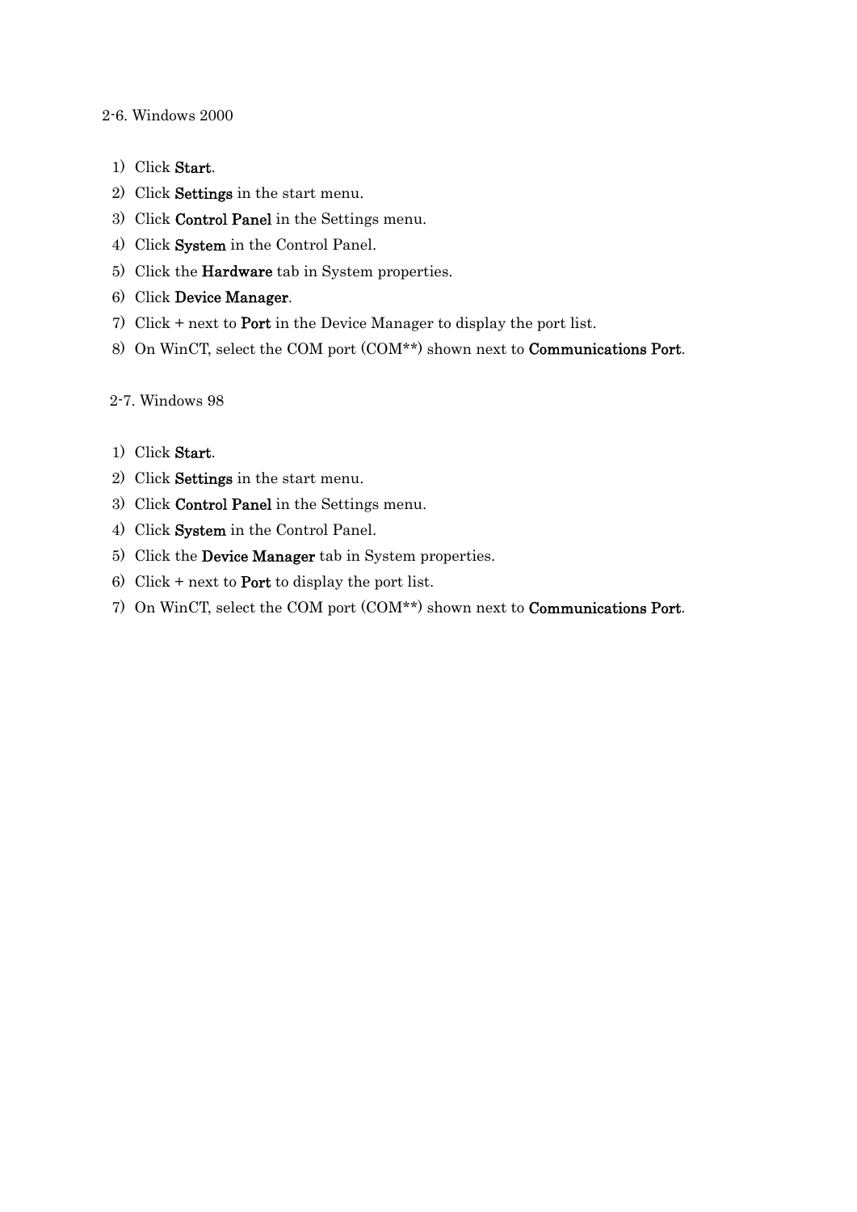## 2-6. Windows 2000

1) Click **Start**.
2) Click **Settings** in the start menu.
3) Click **Control Panel** in the Settings menu.
4) Click **System** in the Control Panel.
5) Click the **Hardware** tab in System properties.
6) Click **Device Manager**.
7) Click + next to **Port** in the Device Manager to display the port list.
8) On WinCT, select the COM port (COM**) shown next to **Communications Port**.

## 2-7. Windows 98

1) Click **Start**.
2) Click **Settings** in the start menu.
3) Click **Control Panel** in the Settings menu.
4) Click **System** in the Control Panel.
5) Click the **Device Manager** tab in System properties.
6) Click + next to **Port** to display the port list.
7) On WinCT, select the COM port (COM**) shown next to **Communications Port**.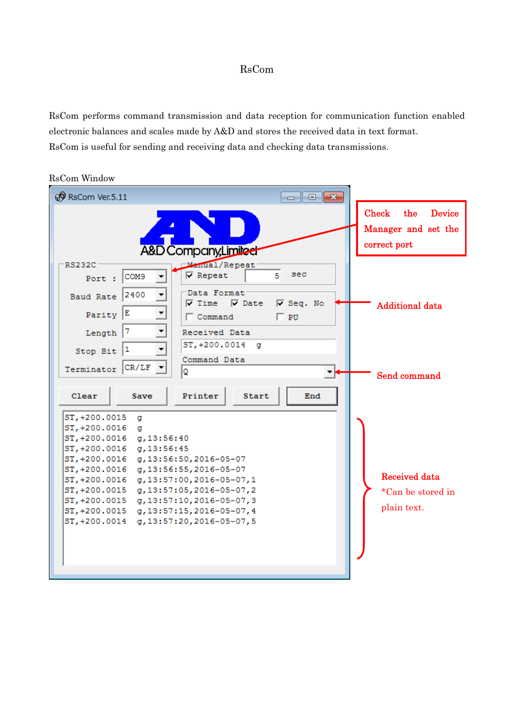# RsCom

RsCom performs command transmission and data reception for communication function enabled electronic balances and scales made by A&D and stores the received data in text format.

RsCom is useful for sending and receiving data and checking data transmissions.

RsCom Window

RsCom Ver.5.11

A&D Company,Limited

RS232C

Port : COM9

Baud Rate 2400

Parity E

Length 7

Stop Bit 1

Terminator CR/LF

Manual/Repeat

☑ Repeat 5 sec

Data Format

☑ Time ☑ Date ☑ Seq. No

☐ Command ☐ PU

Received Data

ST,+200.0014 g

Command Data

Q

Clear Save Printer Start End

```
ST,+200.0015   g
ST,+200.0016   g
ST,+200.0016   g,13:56:40
ST,+200.0016   g,13:56:45
ST,+200.0016   g,13:56:50,2016-05-07
ST,+200.0016   g,13:56:55,2016-05-07
ST,+200.0016   g,13:57:00,2016-05-07,1
ST,+200.0015   g,13:57:05,2016-05-07,2
ST,+200.0015   g,13:57:10,2016-05-07,3
ST,+200.0015   g,13:57:15,2016-05-07,4
ST,+200.0014   g,13:57:20,2016-05-07,5
```

Check the Device Manager and set the correct port

Additional data

Send command

Received data

*Can be stored in plain text.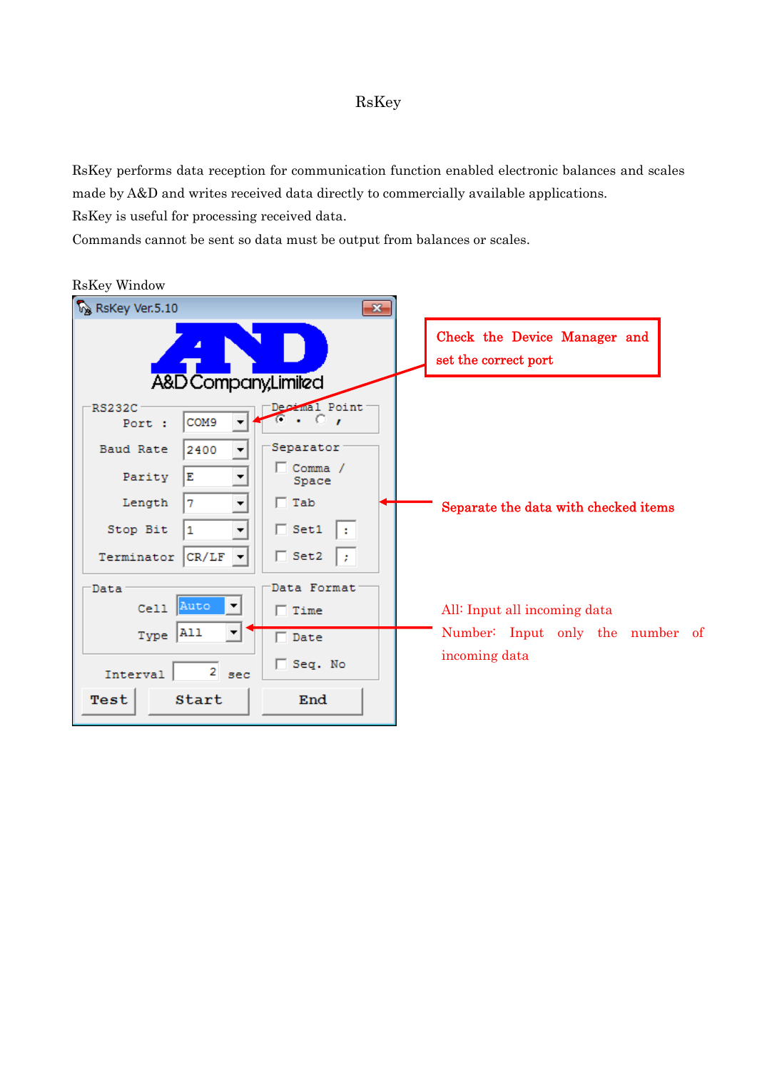# RsKey

RsKey performs data reception for communication function enabled electronic balances and scales made by A&D and writes received data directly to commercially available applications.
RsKey is useful for processing received data.
Commands cannot be sent so data must be output from balances or scales.

RsKey Window

RsKey Ver.5.10

A&D Company,Limited

RS232C
Port : COM9
Baud Rate 2400
Parity E
Length 7
Stop Bit 1
Terminator CR/LF

Decimal Point
. ,

Separator
Comma / Space
Tab
Set1 :
Set2 ;

Data
Cell Auto
Type All

Data Format
Time
Date
Seq. No

Interval 2 sec

Test Start End

Check the Device Manager and set the correct port

Separate the data with checked items

All: Input all incoming data
Number: Input only the number of incoming data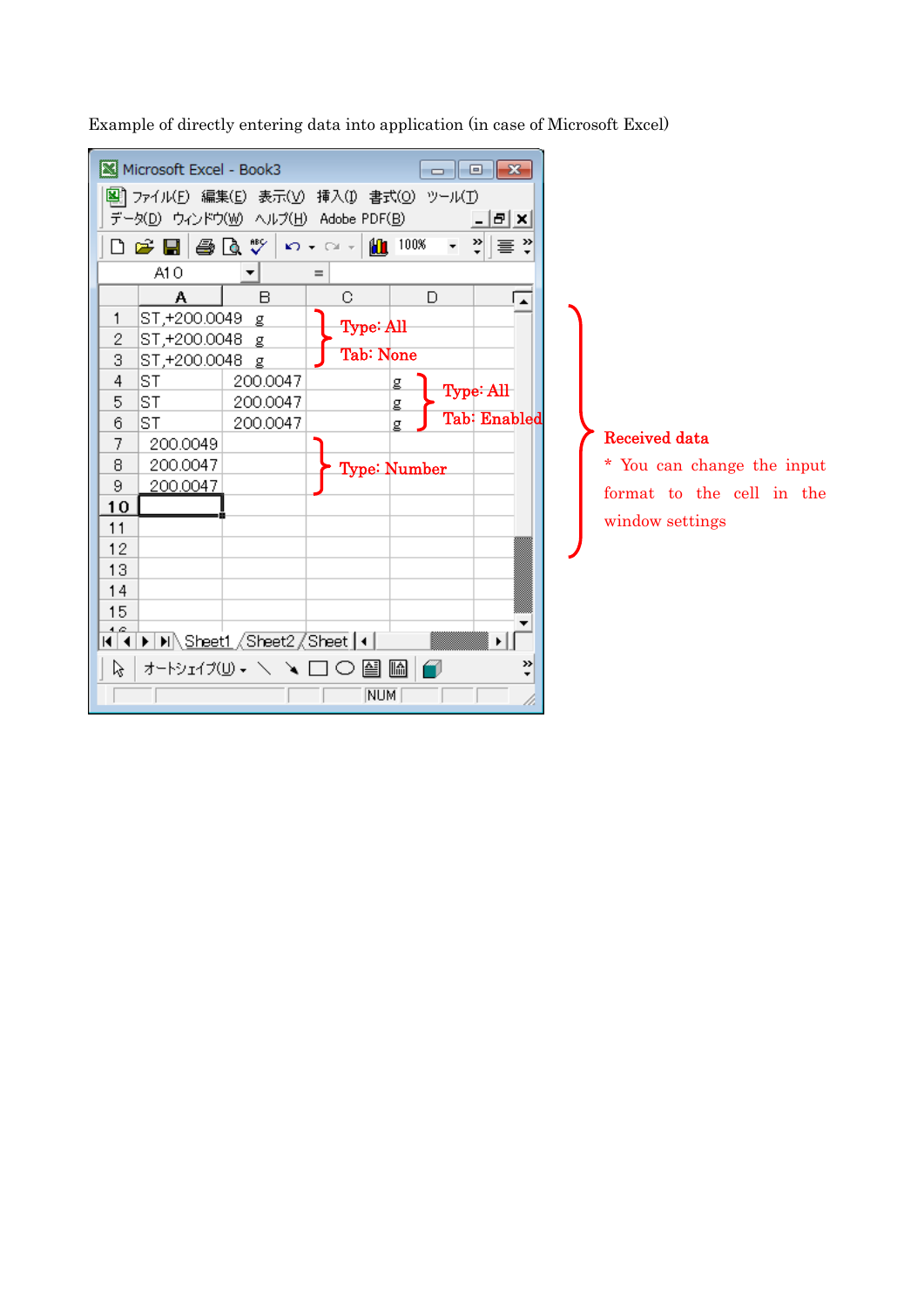Example of directly entering data into application (in case of Microsoft Excel)

| | A | B | C | D |
|---|---|---|---|---|
| 1 | ST,+200.0049 g | | | |
| 2 | ST,+200.0048 g | | | |
| 3 | ST,+200.0048 g | | | |
| 4 | ST | 200.0047 | | g |
| 5 | ST | 200.0047 | | g |
| 6 | ST | 200.0047 | | g |
| 7 | 200.0049 | | | |
| 8 | 200.0047 | | | |
| 9 | 200.0047 | | | |
| 10 | | | | |

Rows 1–3: Type: All, Tab: None

Rows 4–6: Type: All, Tab: Enabled

Rows 7–9: Type: Number

**Received data**

* You can change the input format to the cell in the window settings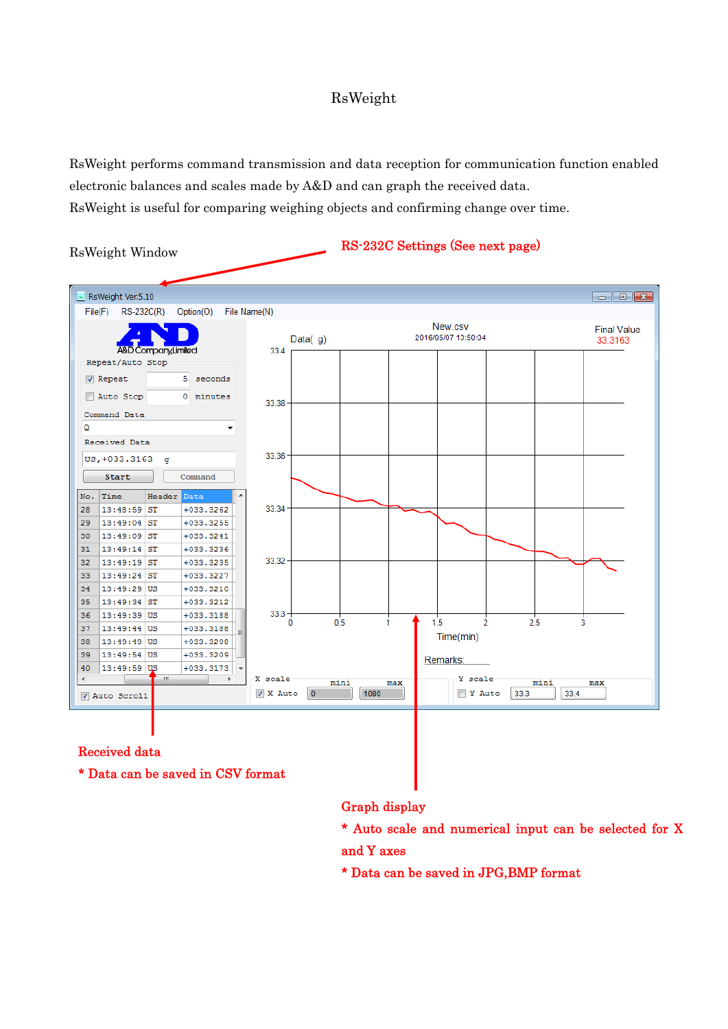# RsWeight

RsWeight performs command transmission and data reception for communication function enabled electronic balances and scales made by A&D and can graph the received data.
RsWeight is useful for comparing weighing objects and confirming change over time.

RsWeight Window

RS-232C Settings (See next page)

Received data
* Data can be saved in CSV format

Graph display
* Auto scale and numerical input can be selected for X and Y axes
* Data can be saved in JPG,BMP format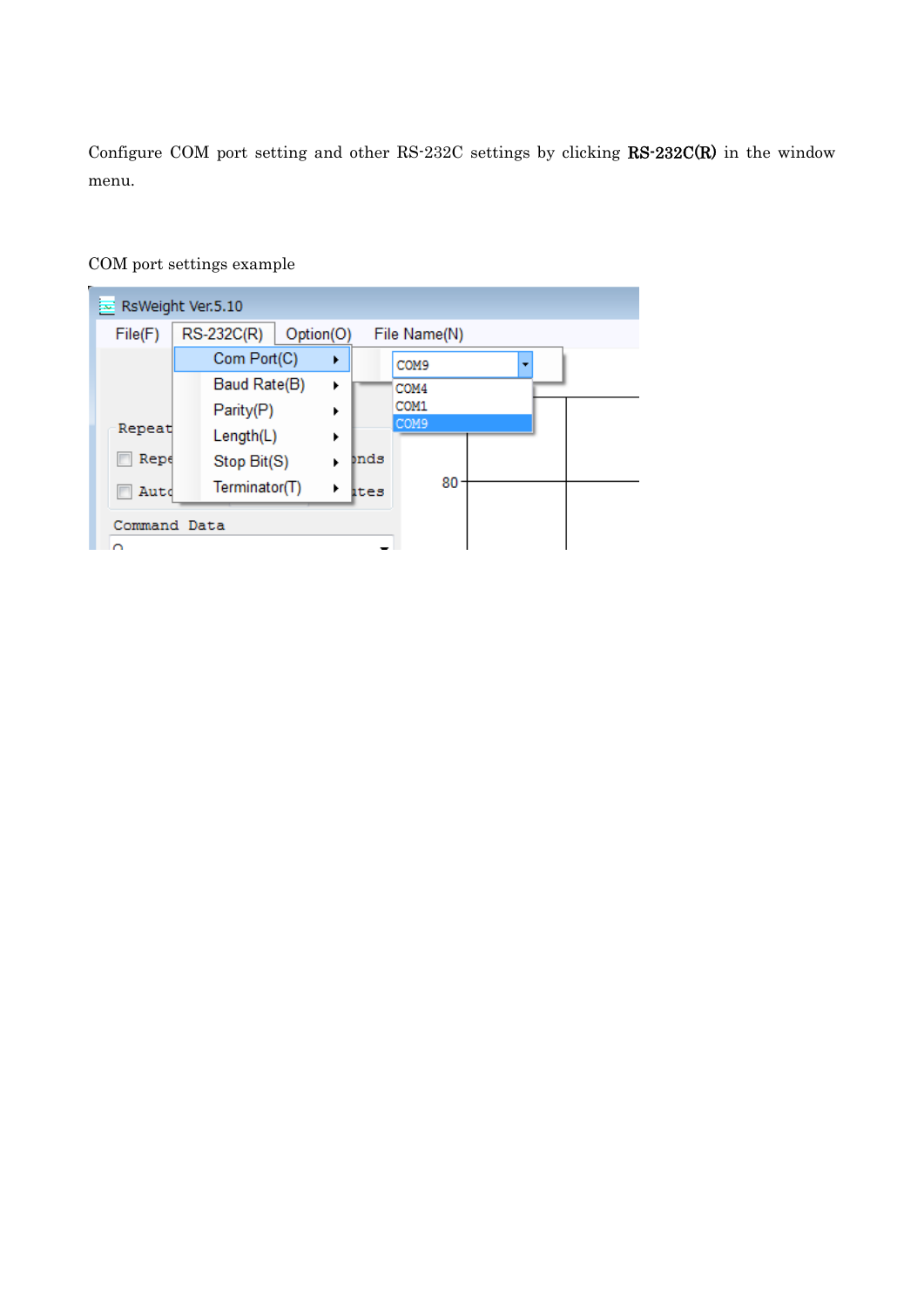Configure COM port setting and other RS-232C settings by clicking **RS-232C(R)** in the window menu.

COM port settings example

RsWeight Ver.5.10

File(F) RS-232C(R) Option(O) File Name(N)

Com Port(C)
Baud Rate(B)
Parity(P)
Length(L)
Stop Bit(S)
Terminator(T)

COM9
COM4
COM1
COM9

Repeat
Repe
Auto
nds
tes

Command Data

80